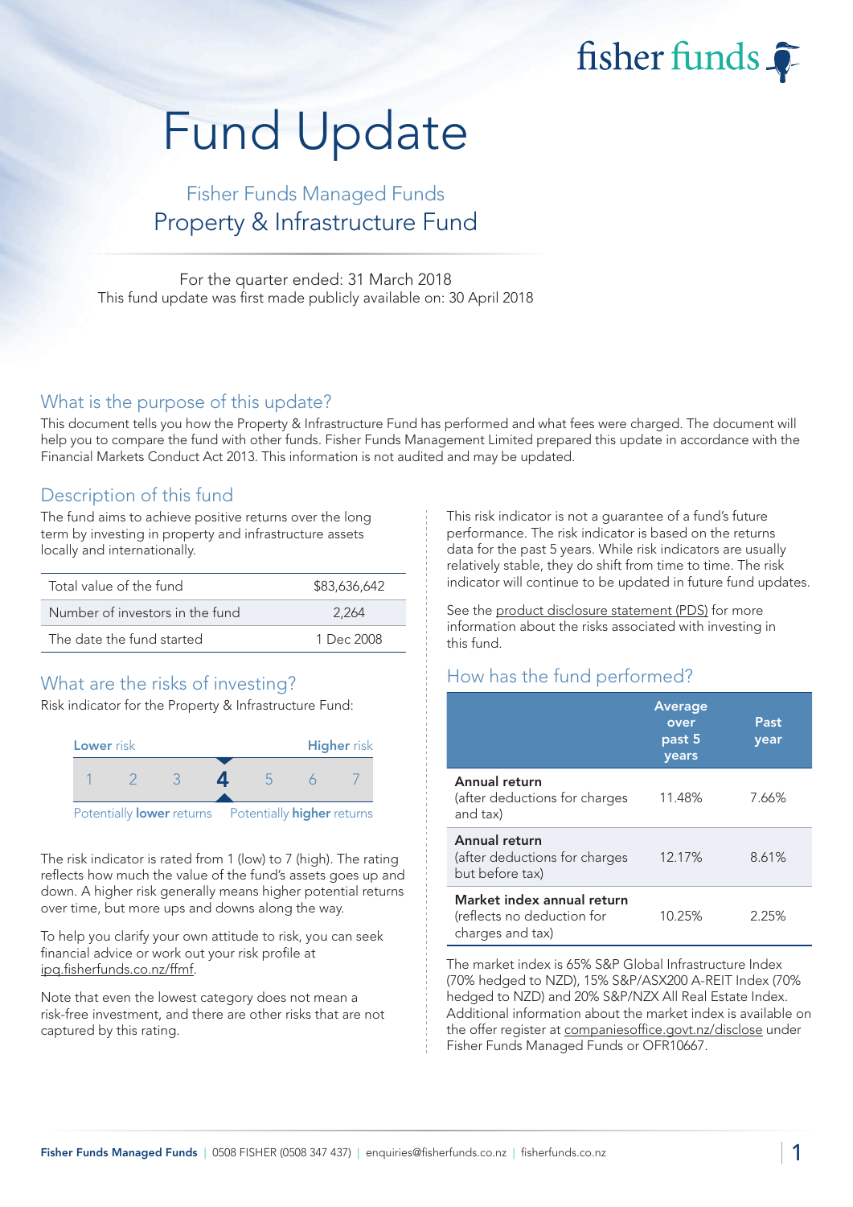fisher funds

# Fund Update

## Fisher Funds Managed Funds
## Property & Infrastructure Fund

For the quarter ended: 31 March 2018
This fund update was first made publicly available on: 30 April 2018

## What is the purpose of this update?

This document tells you how the Property & Infrastructure Fund has performed and what fees were charged. The document will help you to compare the fund with other funds. Fisher Funds Management Limited prepared this update in accordance with the Financial Markets Conduct Act 2013. This information is not audited and may be updated.

## Description of this fund

The fund aims to achieve positive returns over the long term by investing in property and infrastructure assets locally and internationally.

| | |
|---|---|
| Total value of the fund | $83,636,642 |
| Number of investors in the fund | 2,264 |
| The date the fund started | 1 Dec 2008 |

## What are the risks of investing?

Risk indicator for the Property & Infrastructure Fund:

| Lower risk | | | | | | Higher risk |
|---|---|---|---|---|---|---|
| 1 | 2 | 3 | **4** | 5 | 6 | 7 |
| Potentially **lower** returns | | | | | | Potentially **higher** returns |

The risk indicator is rated from 1 (low) to 7 (high). The rating reflects how much the value of the fund's assets goes up and down. A higher risk generally means higher potential returns over time, but more ups and downs along the way.

To help you clarify your own attitude to risk, you can seek financial advice or work out your risk profile at ipq.fisherfunds.co.nz/ffmf.

Note that even the lowest category does not mean a risk-free investment, and there are other risks that are not captured by this rating.

This risk indicator is not a guarantee of a fund's future performance. The risk indicator is based on the returns data for the past 5 years. While risk indicators are usually relatively stable, they do shift from time to time. The risk indicator will continue to be updated in future fund updates.

See the product disclosure statement (PDS) for more information about the risks associated with investing in this fund.

## How has the fund performed?

| | Average over past 5 years | Past year |
|---|---|---|
| **Annual return** (after deductions for charges and tax) | 11.48% | 7.66% |
| **Annual return** (after deductions for charges but before tax) | 12.17% | 8.61% |
| **Market index annual return** (reflects no deduction for charges and tax) | 10.25% | 2.25% |

The market index is 65% S&P Global Infrastructure Index (70% hedged to NZD), 15% S&P/ASX200 A-REIT Index (70% hedged to NZD) and 20% S&P/NZX All Real Estate Index. Additional information about the market index is available on the offer register at companiesoffice.govt.nz/disclose under Fisher Funds Managed Funds or OFR10667.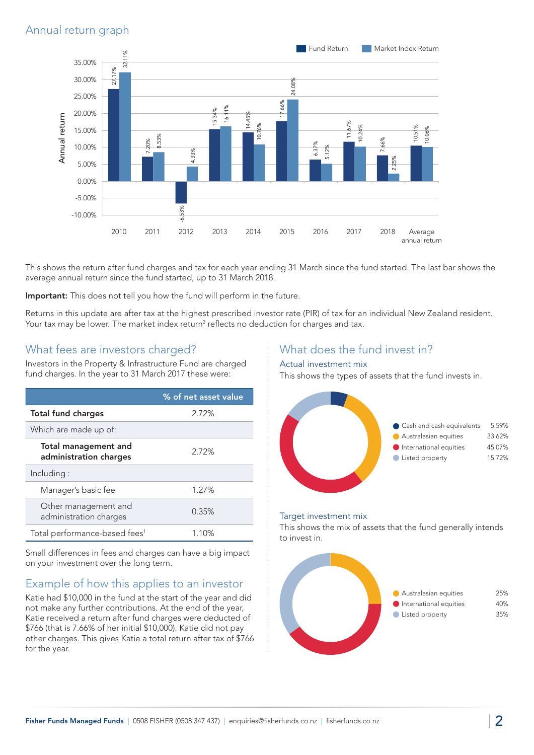## Annual return graph

| Year | Fund Return | Market Index Return |
|---|---|---|
| 2010 | 27.17% | 32.11% |
| 2011 | 7.20% | 8.53% |
| 2012 | -6.53% | 4.33% |
| 2013 | 15.34% | 16.11% |
| 2014 | 14.45% | 10.76% |
| 2015 | 17.66% | 24.08% |
| 2016 | 6.37% | 5.12% |
| 2017 | 11.67% | 10.24% |
| 2018 | 7.66% | 2.25% |
| Average annual return | 10.51% | 10.06% |

This shows the return after fund charges and tax for each year ending 31 March since the fund started. The last bar shows the average annual return since the fund started, up to 31 March 2018.

**Important:** This does not tell you how the fund will perform in the future.

Returns in this update are after tax at the highest prescribed investor rate (PIR) of tax for an individual New Zealand resident. Your tax may be lower. The market index return[2] reflects no deduction for charges and tax.

## What fees are investors charged?

Investors in the Property & Infrastructure Fund are charged fund charges. In the year to 31 March 2017 these were:

| | % of net asset value |
|---|---|
| **Total fund charges** | 2.72% |
| Which are made up of: | |
| **Total management and administration charges** | 2.72% |
| Including : | |
| Manager's basic fee | 1.27% |
| Other management and administration charges | 0.35% |
| Total performance-based fees[1] | 1.10% |

Small differences in fees and charges can have a big impact on your investment over the long term.

## Example of how this applies to an investor

Katie had $10,000 in the fund at the start of the year and did not make any further contributions. At the end of the year, Katie received a return after fund charges were deducted of $766 (that is 7.66% of her initial $10,000). Katie did not pay other charges. This gives Katie a total return after tax of $766 for the year.

## What does the fund invest in?

### Actual investment mix

This shows the types of assets that the fund invests in.

| Asset | % |
|---|---|
| Cash and cash equivalents | 5.59% |
| Australasian equities | 33.62% |
| International equities | 45.07% |
| Listed property | 15.72% |

### Target investment mix

This shows the mix of assets that the fund generally intends to invest in.

| Asset | % |
|---|---|
| Australasian equities | 25% |
| International equities | 40% |
| Listed property | 35% |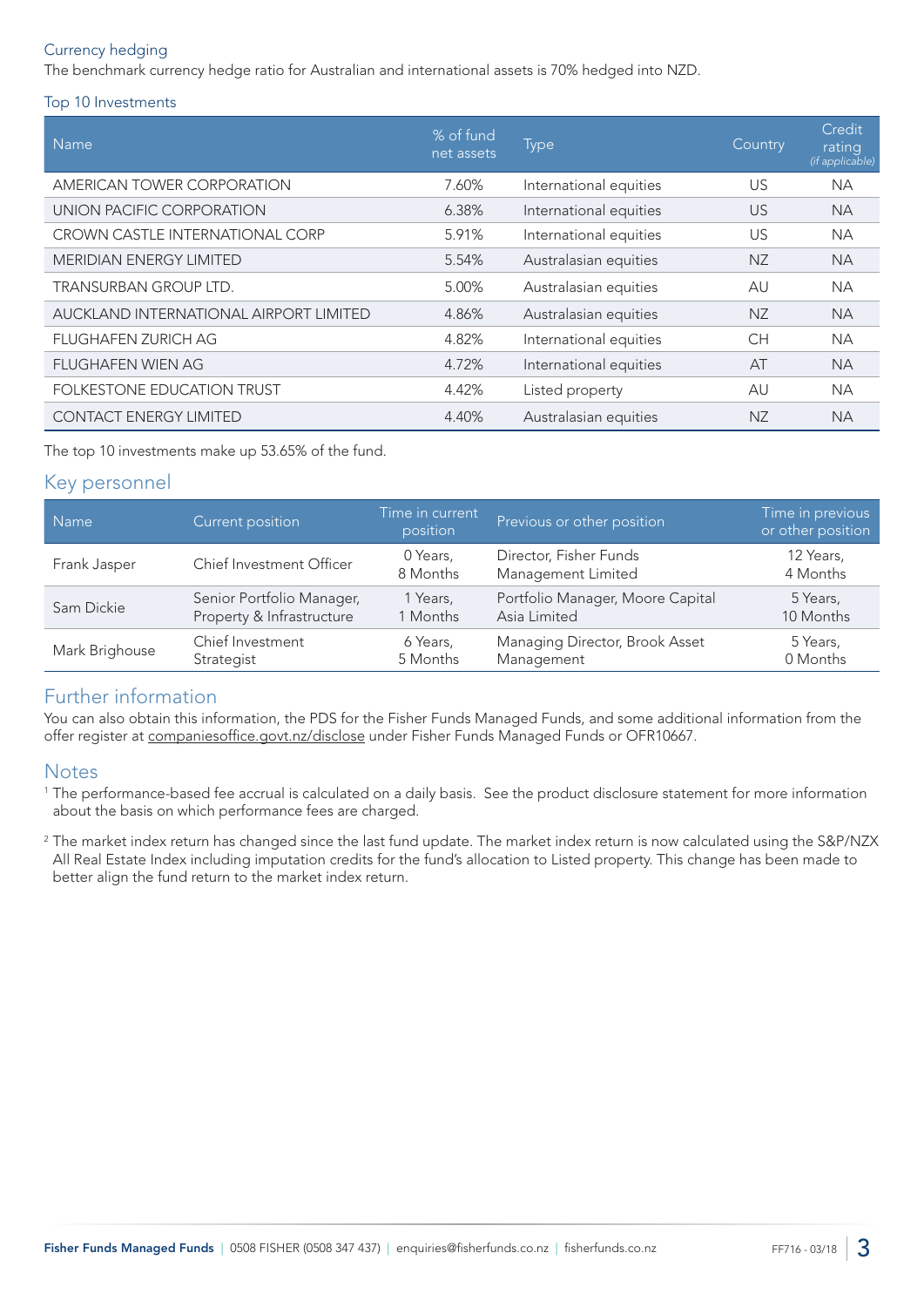### Currency hedging

The benchmark currency hedge ratio for Australian and international assets is 70% hedged into NZD.

### Top 10 Investments

| Name | % of fund net assets | Type | Country | Credit rating *(if applicable)* |
|---|---|---|---|---|
| AMERICAN TOWER CORPORATION | 7.60% | International equities | US | NA |
| UNION PACIFIC CORPORATION | 6.38% | International equities | US | NA |
| CROWN CASTLE INTERNATIONAL CORP | 5.91% | International equities | US | NA |
| MERIDIAN ENERGY LIMITED | 5.54% | Australasian equities | NZ | NA |
| TRANSURBAN GROUP LTD. | 5.00% | Australasian equities | AU | NA |
| AUCKLAND INTERNATIONAL AIRPORT LIMITED | 4.86% | Australasian equities | NZ | NA |
| FLUGHAFEN ZURICH AG | 4.82% | International equities | CH | NA |
| FLUGHAFEN WIEN AG | 4.72% | International equities | AT | NA |
| FOLKESTONE EDUCATION TRUST | 4.42% | Listed property | AU | NA |
| CONTACT ENERGY LIMITED | 4.40% | Australasian equities | NZ | NA |

The top 10 investments make up 53.65% of the fund.

## Key personnel

| Name | Current position | Time in current position | Previous or other position | Time in previous or other position |
|---|---|---|---|---|
| Frank Jasper | Chief Investment Officer | 0 Years, 8 Months | Director, Fisher Funds Management Limited | 12 Years, 4 Months |
| Sam Dickie | Senior Portfolio Manager, Property & Infrastructure | 1 Years, 1 Months | Portfolio Manager, Moore Capital Asia Limited | 5 Years, 10 Months |
| Mark Brighouse | Chief Investment Strategist | 6 Years, 5 Months | Managing Director, Brook Asset Management | 5 Years, 0 Months |

## Further information

You can also obtain this information, the PDS for the Fisher Funds Managed Funds, and some additional information from the offer register at companiesoffice.govt.nz/disclose under Fisher Funds Managed Funds or OFR10667.

## Notes

[1] The performance-based fee accrual is calculated on a daily basis. See the product disclosure statement for more information about the basis on which performance fees are charged.

[2] The market index return has changed since the last fund update. The market index return is now calculated using the S&P/NZX All Real Estate Index including imputation credits for the fund's allocation to Listed property. This change has been made to better align the fund return to the market index return.

**Fisher Funds Managed Funds** | 0508 FISHER (0508 347 437) | enquiries@fisherfunds.co.nz | fisherfunds.co.nz

FF716 - 03/18